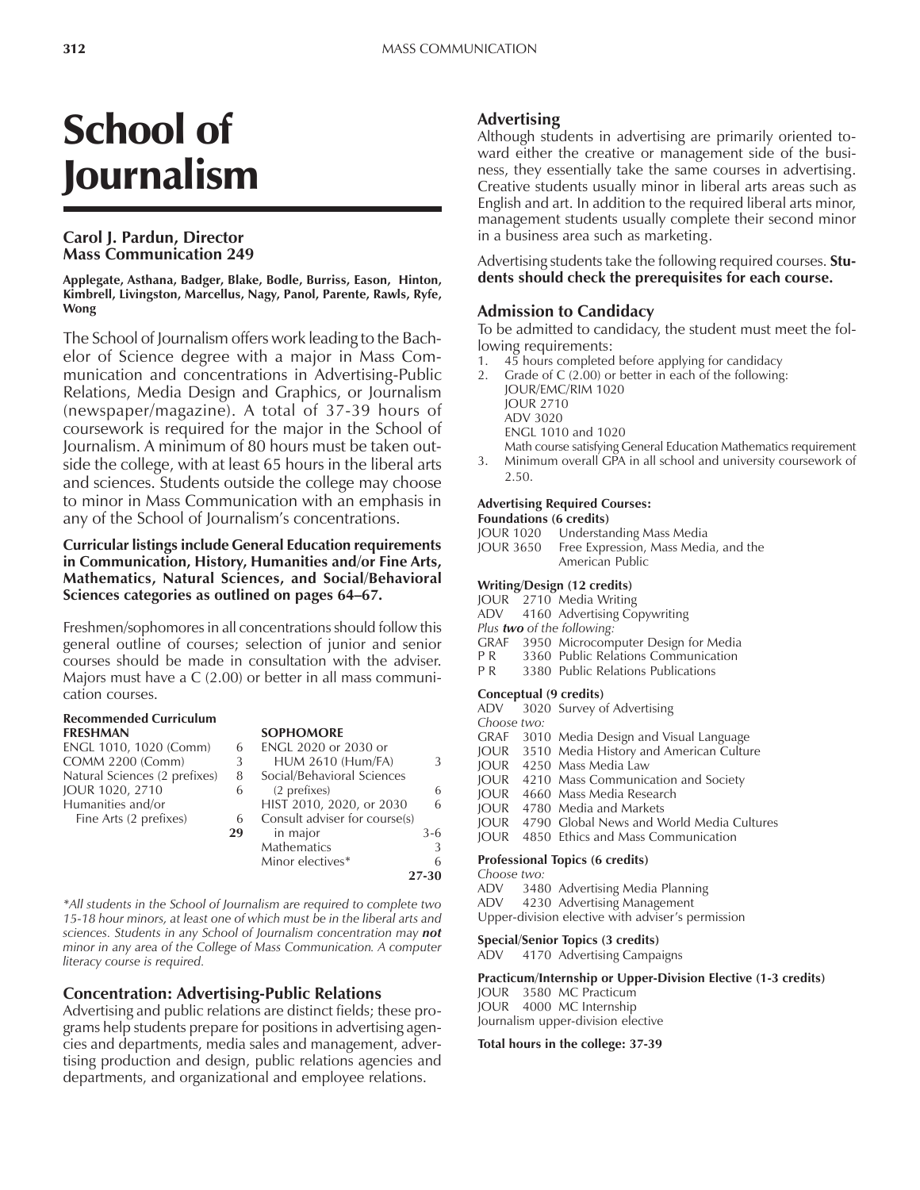# School of Journalism

**Carol J. Pardun, Director**
**Mass Communication 249**

**Applegate, Asthana, Badger, Blake, Bodle, Burriss, Eason, Hinton, Kimbrell, Livingston, Marcellus, Nagy, Panol, Parente, Rawls, Ryfe, Wong**

The School of Journalism offers work leading to the Bachelor of Science degree with a major in Mass Communication and concentrations in Advertising-Public Relations, Media Design and Graphics, or Journalism (newspaper/magazine). A total of 37-39 hours of coursework is required for the major in the School of Journalism. A minimum of 80 hours must be taken outside the college, with at least 65 hours in the liberal arts and sciences. Students outside the college may choose to minor in Mass Communication with an emphasis in any of the School of Journalism's concentrations.

**Curricular listings include General Education requirements in Communication, History, Humanities and/or Fine Arts, Mathematics, Natural Sciences, and Social/Behavioral Sciences categories as outlined on pages 64–67.**

Freshmen/sophomores in all concentrations should follow this general outline of courses; selection of junior and senior courses should be made in consultation with the adviser. Majors must have a C (2.00) or better in all mass communication courses.

**Recommended Curriculum**

| FRESHMAN | | SOPHOMORE | |
|---|---|---|---|
| ENGL 1010, 1020 (Comm) | 6 | ENGL 2020 or 2030 or HUM 2610 (Hum/FA) | 3 |
| COMM 2200 (Comm) | 3 | Social/Behavioral Sciences (2 prefixes) | 6 |
| Natural Sciences (2 prefixes) | 8 | HIST 2010, 2020, or 2030 | 6 |
| JOUR 1020, 2710 | 6 | Consult adviser for course(s) in major | 3-6 |
| Humanities and/or Fine Arts (2 prefixes) | 6 | Mathematics | 3 |
| | **29** | Minor electives* | 6 |
| | | | **27-30** |

*\*All students in the School of Journalism are required to complete two 15-18 hour minors, at least one of which must be in the liberal arts and sciences. Students in any School of Journalism concentration may **not** minor in any area of the College of Mass Communication. A computer literacy course is required.*

## Concentration: Advertising-Public Relations

Advertising and public relations are distinct fields; these programs help students prepare for positions in advertising agencies and departments, media sales and management, advertising production and design, public relations agencies and departments, and organizational and employee relations.

### Advertising

Although students in advertising are primarily oriented toward either the creative or management side of the business, they essentially take the same courses in advertising. Creative students usually minor in liberal arts areas such as English and art. In addition to the required liberal arts minor, management students usually complete their second minor in a business area such as marketing.

Advertising students take the following required courses. **Students should check the prerequisites for each course.**

### Admission to Candidacy

To be admitted to candidacy, the student must meet the following requirements:

1. 45 hours completed before applying for candidacy
2. Grade of C (2.00) or better in each of the following:
   JOUR/EMC/RIM 1020
   JOUR 2710
   ADV 3020
   ENGL 1010 and 1020
   Math course satisfying General Education Mathematics requirement
3. Minimum overall GPA in all school and university coursework of 2.50.

**Advertising Required Courses:**

**Foundations (6 credits)**
JOUR 1020 Understanding Mass Media
JOUR 3650 Free Expression, Mass Media, and the American Public

**Writing/Design (12 credits)**
JOUR 2710 Media Writing
ADV 4160 Advertising Copywriting
*Plus **two** of the following:*
GRAF 3950 Microcomputer Design for Media
P R 3360 Public Relations Communication
P R 3380 Public Relations Publications

**Conceptual (9 credits)**
ADV 3020 Survey of Advertising
*Choose two:*
GRAF 3010 Media Design and Visual Language
JOUR 3510 Media History and American Culture
JOUR 4250 Mass Media Law
JOUR 4210 Mass Communication and Society
JOUR 4660 Mass Media Research
JOUR 4780 Media and Markets
JOUR 4790 Global News and World Media Cultures
JOUR 4850 Ethics and Mass Communication

**Professional Topics (6 credits)**
*Choose two:*
ADV 3480 Advertising Media Planning
ADV 4230 Advertising Management
Upper-division elective with adviser's permission

**Special/Senior Topics (3 credits)**
ADV 4170 Advertising Campaigns

**Practicum/Internship or Upper-Division Elective (1-3 credits)**
JOUR 3580 MC Practicum
JOUR 4000 MC Internship
Journalism upper-division elective

**Total hours in the college: 37-39**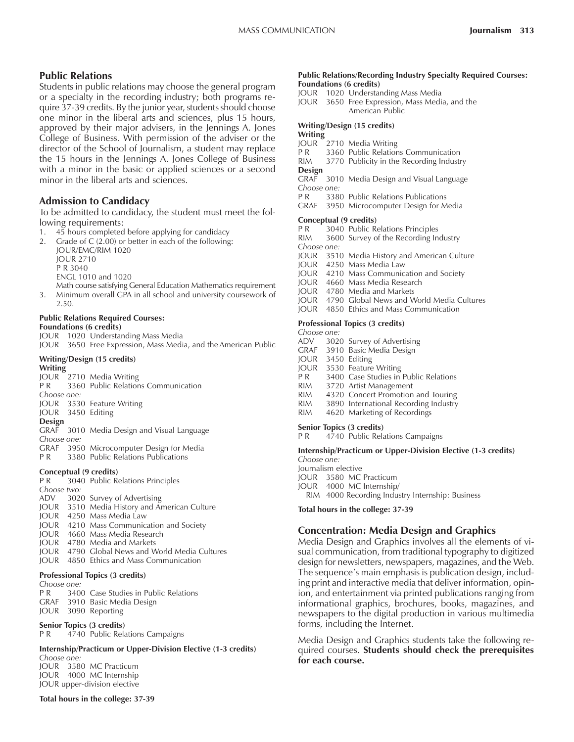## Public Relations

Students in public relations may choose the general program or a specialty in the recording industry; both programs require 37-39 credits. By the junior year, students should choose one minor in the liberal arts and sciences, plus 15 hours, approved by their major advisers, in the Jennings A. Jones College of Business. With permission of the adviser or the director of the School of Journalism, a student may replace the 15 hours in the Jennings A. Jones College of Business with a minor in the basic or applied sciences or a second minor in the liberal arts and sciences.

## Admission to Candidacy

To be admitted to candidacy, the student must meet the following requirements:

1. 45 hours completed before applying for candidacy
2. Grade of C (2.00) or better in each of the following:
   JOUR/EMC/RIM 1020
   JOUR 2710
   P R 3040
   ENGL 1010 and 1020
   Math course satisfying General Education Mathematics requirement
3. Minimum overall GPA in all school and university coursework of 2.50.

**Public Relations Required Courses:**

**Foundations (6 credits)**

JOUR 1020 Understanding Mass Media
JOUR 3650 Free Expression, Mass Media, and the American Public

**Writing/Design (15 credits)**

**Writing**

JOUR 2710 Media Writing
P R 3360 Public Relations Communication
*Choose one:*
JOUR 3530 Feature Writing
JOUR 3450 Editing

**Design**

GRAF 3010 Media Design and Visual Language
*Choose one:*
GRAF 3950 Microcomputer Design for Media
P R 3380 Public Relations Publications

**Conceptual (9 credits)**

P R 3040 Public Relations Principles
*Choose two:*
ADV 3020 Survey of Advertising
JOUR 3510 Media History and American Culture
JOUR 4250 Mass Media Law
JOUR 4210 Mass Communication and Society
JOUR 4660 Mass Media Research
JOUR 4780 Media and Markets
JOUR 4790 Global News and World Media Cultures
JOUR 4850 Ethics and Mass Communication

**Professional Topics (3 credits)**

*Choose one:*
P R 3400 Case Studies in Public Relations
GRAF 3910 Basic Media Design
JOUR 3090 Reporting

**Senior Topics (3 credits)**

P R 4740 Public Relations Campaigns

**Internship/Practicum or Upper-Division Elective (1-3 credits)**

*Choose one:*
JOUR 3580 MC Practicum
JOUR 4000 MC Internship
JOUR upper-division elective

**Total hours in the college: 37-39**

**Public Relations/Recording Industry Specialty Required Courses:**

**Foundations (6 credits)**

JOUR 1020 Understanding Mass Media
JOUR 3650 Free Expression, Mass Media, and the American Public

**Writing/Design (15 credits)**

**Writing**

JOUR 2710 Media Writing
P R 3360 Public Relations Communication
RIM 3770 Publicity in the Recording Industry

**Design**

GRAF 3010 Media Design and Visual Language
*Choose one:*
P R 3380 Public Relations Publications
GRAF 3950 Microcomputer Design for Media

**Conceptual (9 credits)**

P R 3040 Public Relations Principles
RIM 3600 Survey of the Recording Industry
*Choose one:*
JOUR 3510 Media History and American Culture
JOUR 4250 Mass Media Law
JOUR 4210 Mass Communication and Society
JOUR 4660 Mass Media Research
JOUR 4780 Media and Markets
JOUR 4790 Global News and World Media Cultures
JOUR 4850 Ethics and Mass Communication

**Professional Topics (3 credits)**

*Choose one:*
ADV 3020 Survey of Advertising
GRAF 3910 Basic Media Design
JOUR 3450 Editing
JOUR 3530 Feature Writing
P R 3400 Case Studies in Public Relations
RIM 3720 Artist Management
RIM 4320 Concert Promotion and Touring
RIM 3890 International Recording Industry
RIM 4620 Marketing of Recordings

**Senior Topics (3 credits)**

P R 4740 Public Relations Campaigns

**Internship/Practicum or Upper-Division Elective (1-3 credits)**

*Choose one:*
Journalism elective
JOUR 3580 MC Practicum
JOUR 4000 MC Internship/
RIM 4000 Recording Industry Internship: Business

**Total hours in the college: 37-39**

## Concentration: Media Design and Graphics

Media Design and Graphics involves all the elements of visual communication, from traditional typography to digitized design for newsletters, newspapers, magazines, and the Web. The sequence's main emphasis is publication design, including print and interactive media that deliver information, opinion, and entertainment via printed publications ranging from informational graphics, brochures, books, magazines, and newspapers to the digital production in various multimedia forms, including the Internet.

Media Design and Graphics students take the following required courses. **Students should check the prerequisites for each course.**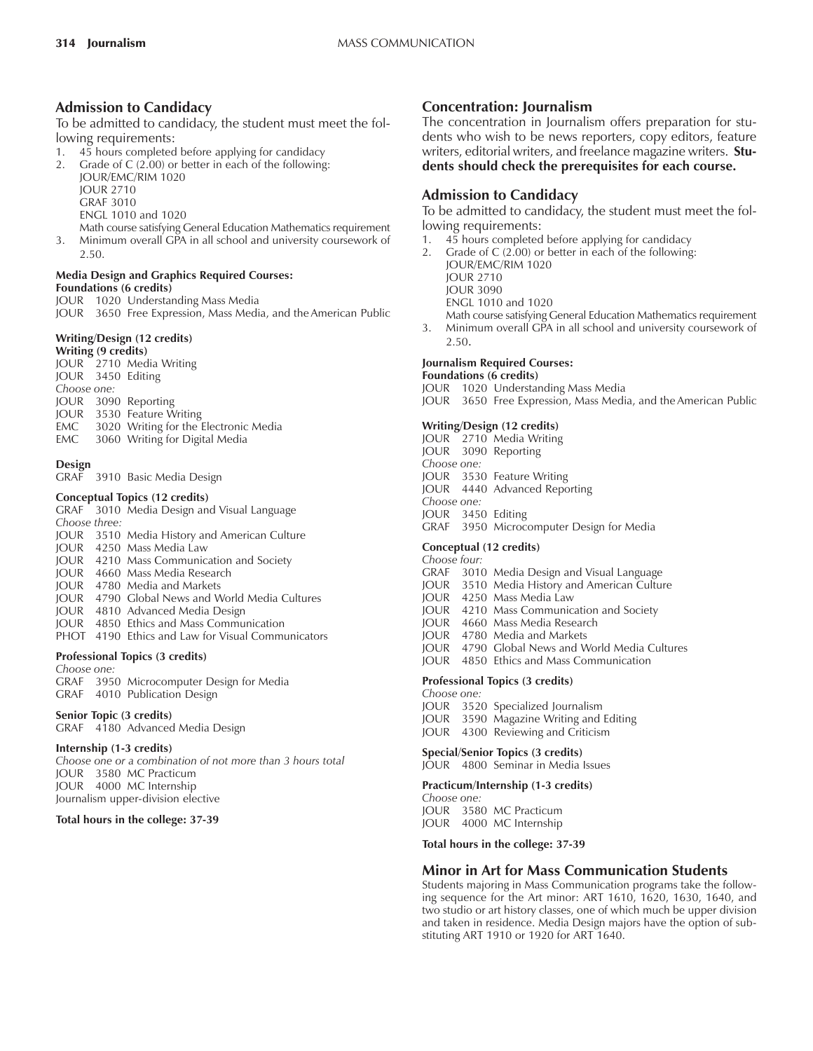## Admission to Candidacy

To be admitted to candidacy, the student must meet the following requirements:

1. 45 hours completed before applying for candidacy
2. Grade of C (2.00) or better in each of the following:
   JOUR/EMC/RIM 1020
   JOUR 2710
   GRAF 3010
   ENGL 1010 and 1020
   Math course satisfying General Education Mathematics requirement
3. Minimum overall GPA in all school and university coursework of 2.50.

**Media Design and Graphics Required Courses:**

**Foundations (6 credits)**

JOUR 1020 Understanding Mass Media
JOUR 3650 Free Expression, Mass Media, and the American Public

**Writing/Design (12 credits)**

**Writing (9 credits)**

JOUR 2710 Media Writing
JOUR 3450 Editing
*Choose one:*
JOUR 3090 Reporting
JOUR 3530 Feature Writing
EMC 3020 Writing for the Electronic Media
EMC 3060 Writing for Digital Media

**Design**

GRAF 3910 Basic Media Design

**Conceptual Topics (12 credits)**

GRAF 3010 Media Design and Visual Language
*Choose three:*
JOUR 3510 Media History and American Culture
JOUR 4250 Mass Media Law
JOUR 4210 Mass Communication and Society
JOUR 4660 Mass Media Research
JOUR 4780 Media and Markets
JOUR 4790 Global News and World Media Cultures
JOUR 4810 Advanced Media Design
JOUR 4850 Ethics and Mass Communication
PHOT 4190 Ethics and Law for Visual Communicators

**Professional Topics (3 credits)**

*Choose one:*
GRAF 3950 Microcomputer Design for Media
GRAF 4010 Publication Design

**Senior Topic (3 credits)**

GRAF 4180 Advanced Media Design

**Internship (1-3 credits)**

*Choose one or a combination of not more than 3 hours total*
JOUR 3580 MC Practicum
JOUR 4000 MC Internship
Journalism upper-division elective

**Total hours in the college: 37-39**

## Concentration: Journalism

The concentration in Journalism offers preparation for students who wish to be news reporters, copy editors, feature writers, editorial writers, and freelance magazine writers. **Students should check the prerequisites for each course.**

## Admission to Candidacy

To be admitted to candidacy, the student must meet the following requirements:

1. 45 hours completed before applying for candidacy
2. Grade of C (2.00) or better in each of the following:
   JOUR/EMC/RIM 1020
   JOUR 2710
   JOUR 3090
   ENGL 1010 and 1020
   Math course satisfying General Education Mathematics requirement
3. Minimum overall GPA in all school and university coursework of 2.50.

**Journalism Required Courses:**

**Foundations (6 credits)**

JOUR 1020 Understanding Mass Media
JOUR 3650 Free Expression, Mass Media, and the American Public

**Writing/Design (12 credits)**

JOUR 2710 Media Writing
JOUR 3090 Reporting
*Choose one:*
JOUR 3530 Feature Writing
JOUR 4440 Advanced Reporting
*Choose one:*
JOUR 3450 Editing
GRAF 3950 Microcomputer Design for Media

**Conceptual (12 credits)**

*Choose four:*
GRAF 3010 Media Design and Visual Language
JOUR 3510 Media History and American Culture
JOUR 4250 Mass Media Law
JOUR 4210 Mass Communication and Society
JOUR 4660 Mass Media Research
JOUR 4780 Media and Markets
JOUR 4790 Global News and World Media Cultures
JOUR 4850 Ethics and Mass Communication

**Professional Topics (3 credits)**

*Choose one:*
JOUR 3520 Specialized Journalism
JOUR 3590 Magazine Writing and Editing
JOUR 4300 Reviewing and Criticism

**Special/Senior Topics (3 credits)**

JOUR 4800 Seminar in Media Issues

**Practicum/Internship (1-3 credits)**

*Choose one:*
JOUR 3580 MC Practicum
JOUR 4000 MC Internship

**Total hours in the college: 37-39**

## Minor in Art for Mass Communication Students

Students majoring in Mass Communication programs take the following sequence for the Art minor: ART 1610, 1620, 1630, 1640, and two studio or art history classes, one of which much be upper division and taken in residence. Media Design majors have the option of substituting ART 1910 or 1920 for ART 1640.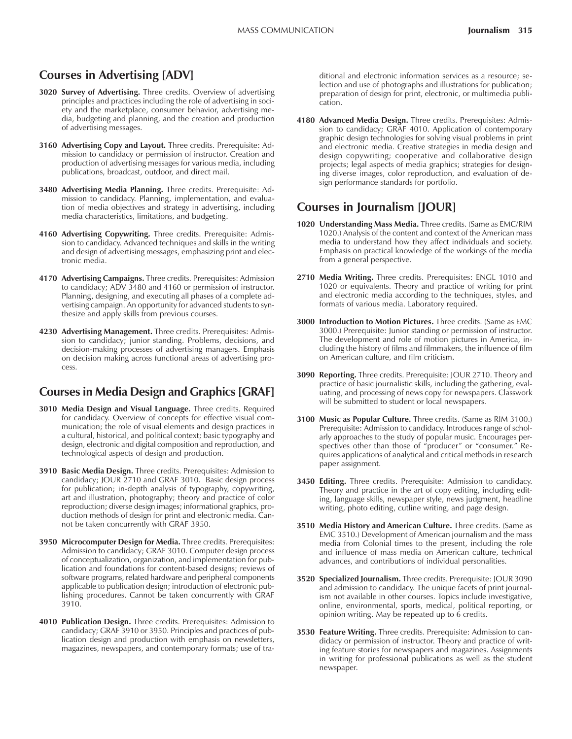## Courses in Advertising [ADV]

**3020 Survey of Advertising.** Three credits. Overview of advertising principles and practices including the role of advertising in society and the marketplace, consumer behavior, advertising media, budgeting and planning, and the creation and production of advertising messages.

**3160 Advertising Copy and Layout.** Three credits. Prerequisite: Admission to candidacy or permission of instructor. Creation and production of advertising messages for various media, including publications, broadcast, outdoor, and direct mail.

**3480 Advertising Media Planning.** Three credits. Prerequisite: Admission to candidacy. Planning, implementation, and evaluation of media objectives and strategy in advertising, including media characteristics, limitations, and budgeting.

**4160 Advertising Copywriting.** Three credits. Prerequisite: Admission to candidacy. Advanced techniques and skills in the writing and design of advertising messages, emphasizing print and electronic media.

**4170 Advertising Campaigns.** Three credits. Prerequisites: Admission to candidacy; ADV 3480 and 4160 or permission of instructor. Planning, designing, and executing all phases of a complete advertising campaign. An opportunity for advanced students to synthesize and apply skills from previous courses.

**4230 Advertising Management.** Three credits. Prerequisites: Admission to candidacy; junior standing. Problems, decisions, and decision-making processes of advertising managers. Emphasis on decision making across functional areas of advertising process.

## Courses in Media Design and Graphics [GRAF]

**3010 Media Design and Visual Language.** Three credits. Required for candidacy. Overview of concepts for effective visual communication; the role of visual elements and design practices in a cultural, historical, and political context; basic typography and design, electronic and digital composition and reproduction, and technological aspects of design and production.

**3910 Basic Media Design.** Three credits. Prerequisites: Admission to candidacy; JOUR 2710 and GRAF 3010. Basic design process for publication; in-depth analysis of typography, copywriting, art and illustration, photography; theory and practice of color reproduction; diverse design images; informational graphics, production methods of design for print and electronic media. Cannot be taken concurrently with GRAF 3950.

**3950 Microcomputer Design for Media.** Three credits. Prerequisites: Admission to candidacy; GRAF 3010. Computer design process of conceptualization, organization, and implementation for publication and foundations for content-based designs; reviews of software programs, related hardware and peripheral components applicable to publication design; introduction of electronic publishing procedures. Cannot be taken concurrently with GRAF 3910.

**4010 Publication Design.** Three credits. Prerequisites: Admission to candidacy; GRAF 3910 or 3950. Principles and practices of publication design and production with emphasis on newsletters, magazines, newspapers, and contemporary formats; use of traditional and electronic information services as a resource; selection and use of photographs and illustrations for publication; preparation of design for print, electronic, or multimedia publication.

**4180 Advanced Media Design.** Three credits. Prerequisites: Admission to candidacy; GRAF 4010. Application of contemporary graphic design technologies for solving visual problems in print and electronic media. Creative strategies in media design and design copywriting; cooperative and collaborative design projects; legal aspects of media graphics; strategies for designing diverse images, color reproduction, and evaluation of design performance standards for portfolio.

## Courses in Journalism [JOUR]

**1020 Understanding Mass Media.** Three credits. (Same as EMC/RIM 1020.) Analysis of the content and context of the American mass media to understand how they affect individuals and society. Emphasis on practical knowledge of the workings of the media from a general perspective.

**2710 Media Writing.** Three credits. Prerequisites: ENGL 1010 and 1020 or equivalents. Theory and practice of writing for print and electronic media according to the techniques, styles, and formats of various media. Laboratory required.

**3000 Introduction to Motion Pictures.** Three credits. (Same as EMC 3000.) Prerequisite: Junior standing or permission of instructor. The development and role of motion pictures in America, including the history of films and filmmakers, the influence of film on American culture, and film criticism.

**3090 Reporting.** Three credits. Prerequisite: JOUR 2710. Theory and practice of basic journalistic skills, including the gathering, evaluating, and processing of news copy for newspapers. Classwork will be submitted to student or local newspapers.

**3100 Music as Popular Culture.** Three credits. (Same as RIM 3100.) Prerequisite: Admission to candidacy. Introduces range of scholarly approaches to the study of popular music. Encourages perspectives other than those of "producer" or "consumer." Requires applications of analytical and critical methods in research paper assignment.

**3450 Editing.** Three credits. Prerequisite: Admission to candidacy. Theory and practice in the art of copy editing, including editing, language skills, newspaper style, news judgment, headline writing, photo editing, cutline writing, and page design.

**3510 Media History and American Culture.** Three credits. (Same as EMC 3510.) Development of American journalism and the mass media from Colonial times to the present, including the role and influence of mass media on American culture, technical advances, and contributions of individual personalities.

**3520 Specialized Journalism.** Three credits. Prerequisite: JOUR 3090 and admission to candidacy. The unique facets of print journalism not available in other courses. Topics include investigative, online, environmental, sports, medical, political reporting, or opinion writing. May be repeated up to 6 credits.

**3530 Feature Writing.** Three credits. Prerequisite: Admission to candidacy or permission of instructor. Theory and practice of writing feature stories for newspapers and magazines. Assignments in writing for professional publications as well as the student newspaper.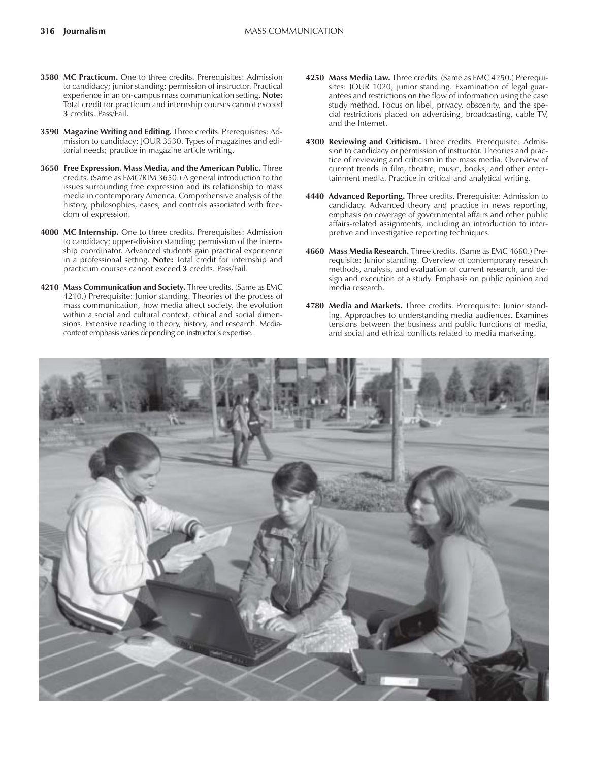**3580 MC Practicum.** One to three credits. Prerequisites: Admission to candidacy; junior standing; permission of instructor. Practical experience in an on-campus mass communication setting. **Note:** Total credit for practicum and internship courses cannot exceed **3** credits. Pass/Fail.

**3590 Magazine Writing and Editing.** Three credits. Prerequisites: Admission to candidacy; JOUR 3530. Types of magazines and editorial needs; practice in magazine article writing.

**3650 Free Expression, Mass Media, and the American Public.** Three credits. (Same as EMC/RIM 3650.) A general introduction to the issues surrounding free expression and its relationship to mass media in contemporary America. Comprehensive analysis of the history, philosophies, cases, and controls associated with freedom of expression.

**4000 MC Internship.** One to three credits. Prerequisites: Admission to candidacy; upper-division standing; permission of the internship coordinator. Advanced students gain practical experience in a professional setting. **Note:** Total credit for internship and practicum courses cannot exceed **3** credits. Pass/Fail.

**4210 Mass Communication and Society.** Three credits. (Same as EMC 4210.) Prerequisite: Junior standing. Theories of the process of mass communication, how media affect society, the evolution within a social and cultural context, ethical and social dimensions. Extensive reading in theory, history, and research. Media-content emphasis varies depending on instructor's expertise.

**4250 Mass Media Law.** Three credits. (Same as EMC 4250.) Prerequisites: JOUR 1020; junior standing. Examination of legal guarantees and restrictions on the flow of information using the case study method. Focus on libel, privacy, obscenity, and the special restrictions placed on advertising, broadcasting, cable TV, and the Internet.

**4300 Reviewing and Criticism.** Three credits. Prerequisite: Admission to candidacy or permission of instructor. Theories and practice of reviewing and criticism in the mass media. Overview of current trends in film, theatre, music, books, and other entertainment media. Practice in critical and analytical writing.

**4440 Advanced Reporting.** Three credits. Prerequisite: Admission to candidacy. Advanced theory and practice in news reporting, emphasis on coverage of governmental affairs and other public affairs-related assignments, including an introduction to interpretive and investigative reporting techniques.

**4660 Mass Media Research.** Three credits. (Same as EMC 4660.) Prerequisite: Junior standing. Overview of contemporary research methods, analysis, and evaluation of current research, and design and execution of a study. Emphasis on public opinion and media research.

**4780 Media and Markets.** Three credits. Prerequisite: Junior standing. Approaches to understanding media audiences. Examines tensions between the business and public functions of media, and social and ethical conflicts related to media marketing.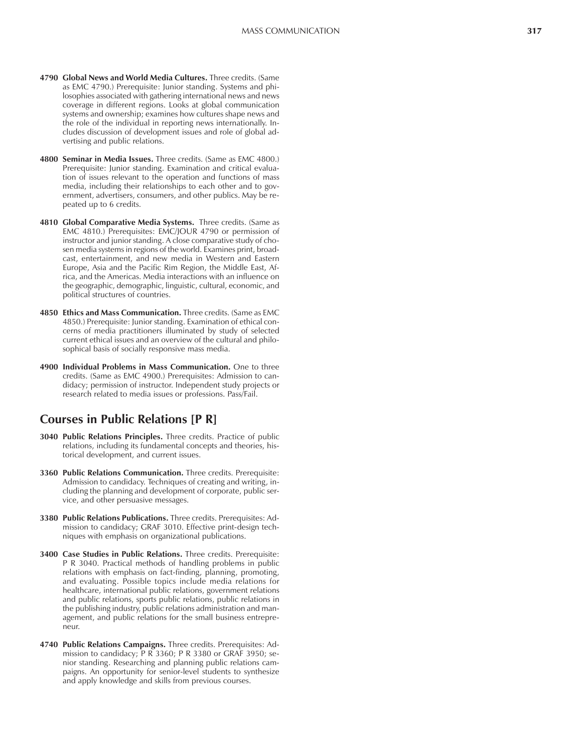**4790 Global News and World Media Cultures.** Three credits. (Same as EMC 4790.) Prerequisite: Junior standing. Systems and philosophies associated with gathering international news and news coverage in different regions. Looks at global communication systems and ownership; examines how cultures shape news and the role of the individual in reporting news internationally. Includes discussion of development issues and role of global advertising and public relations.

**4800 Seminar in Media Issues.** Three credits. (Same as EMC 4800.) Prerequisite: Junior standing. Examination and critical evaluation of issues relevant to the operation and functions of mass media, including their relationships to each other and to government, advertisers, consumers, and other publics. May be repeated up to 6 credits.

**4810 Global Comparative Media Systems.** Three credits. (Same as EMC 4810.) Prerequisites: EMC/JOUR 4790 or permission of instructor and junior standing. A close comparative study of chosen media systems in regions of the world. Examines print, broadcast, entertainment, and new media in Western and Eastern Europe, Asia and the Pacific Rim Region, the Middle East, Africa, and the Americas. Media interactions with an influence on the geographic, demographic, linguistic, cultural, economic, and political structures of countries.

**4850 Ethics and Mass Communication.** Three credits. (Same as EMC 4850.) Prerequisite: Junior standing. Examination of ethical concerns of media practitioners illuminated by study of selected current ethical issues and an overview of the cultural and philosophical basis of socially responsive mass media.

**4900 Individual Problems in Mass Communication.** One to three credits. (Same as EMC 4900.) Prerequisites: Admission to candidacy; permission of instructor. Independent study projects or research related to media issues or professions. Pass/Fail.

## Courses in Public Relations [P R]

**3040 Public Relations Principles.** Three credits. Practice of public relations, including its fundamental concepts and theories, historical development, and current issues.

**3360 Public Relations Communication.** Three credits. Prerequisite: Admission to candidacy. Techniques of creating and writing, including the planning and development of corporate, public service, and other persuasive messages.

**3380 Public Relations Publications.** Three credits. Prerequisites: Admission to candidacy; GRAF 3010. Effective print-design techniques with emphasis on organizational publications.

**3400 Case Studies in Public Relations.** Three credits. Prerequisite: P R 3040. Practical methods of handling problems in public relations with emphasis on fact-finding, planning, promoting, and evaluating. Possible topics include media relations for healthcare, international public relations, government relations and public relations, sports public relations, public relations in the publishing industry, public relations administration and management, and public relations for the small business entrepreneur.

**4740 Public Relations Campaigns.** Three credits. Prerequisites: Admission to candidacy; P R 3360; P R 3380 or GRAF 3950; senior standing. Researching and planning public relations campaigns. An opportunity for senior-level students to synthesize and apply knowledge and skills from previous courses.